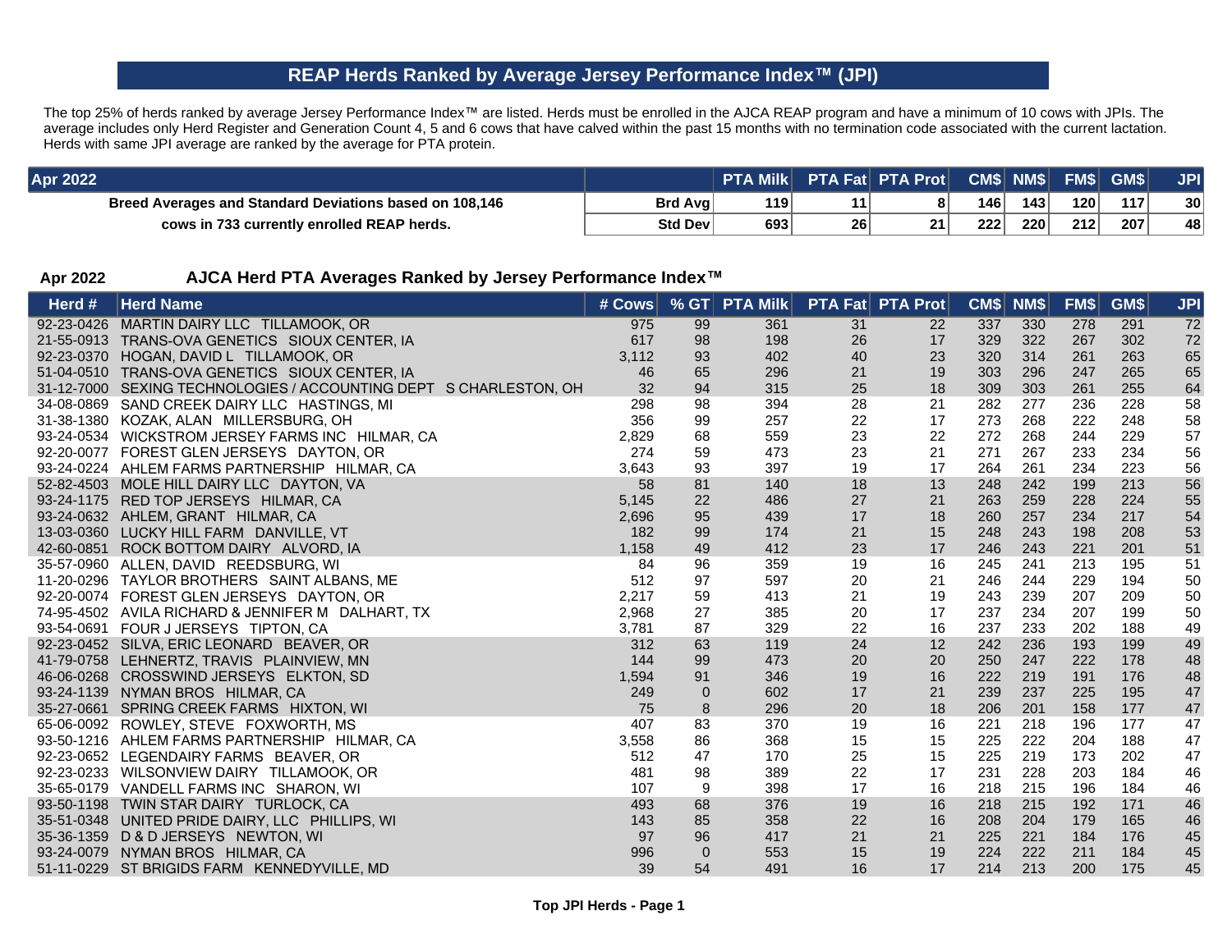# REAP Herds Ranked by Average Jersey Performance Index™ (JPI)

The top 25% of herds ranked by average Jersey Performance Index™ are listed. Herds must be enrolled in the AJCA REAP program and have a minimum of 10 cows with JPIs. The average includes only Herd Register and Generation Count 4, 5 and 6 cows that have calved within the past 15 months with no termination code associated with the current lactation. Herds with same JPI average are ranked by the average for PTA protein.

| Apr 2022 | | PTA Milk | PTA Fat | PTA Prot | CM$ | NM$ | FM$ | GM$ | JPI |
|---|---|---|---|---|---|---|---|---|---|
| Breed Averages and Standard Deviations based on 108,146 | Brd Avg | 119 | 11 | 8 | 146 | 143 | 120 | 117 | 30 |
| cows in 733 currently enrolled REAP herds. | Std Dev | 693 | 26 | 21 | 222 | 220 | 212 | 207 | 48 |

## Apr 2022 AJCA Herd PTA Averages Ranked by Jersey Performance Index™

| Herd # | Herd Name | # Cows | % GT | PTA Milk | PTA Fat | PTA Prot | CM$ | NM$ | FM$ | GM$ | JPI |
|---|---|---|---|---|---|---|---|---|---|---|---|
| 92-23-0426 | MARTIN DAIRY LLC TILLAMOOK, OR | 975 | 99 | 361 | 31 | 22 | 337 | 330 | 278 | 291 | 72 |
| 21-55-0913 | TRANS-OVA GENETICS SIOUX CENTER, IA | 617 | 98 | 198 | 26 | 17 | 329 | 322 | 267 | 302 | 72 |
| 92-23-0370 | HOGAN, DAVID L TILLAMOOK, OR | 3,112 | 93 | 402 | 40 | 23 | 320 | 314 | 261 | 263 | 65 |
| 51-04-0510 | TRANS-OVA GENETICS SIOUX CENTER, IA | 46 | 65 | 296 | 21 | 19 | 303 | 296 | 247 | 265 | 65 |
| 31-12-7000 | SEXING TECHNOLOGIES / ACCOUNTING DEPT S CHARLESTON, OH | 32 | 94 | 315 | 25 | 18 | 309 | 303 | 261 | 255 | 64 |
| 34-08-0869 | SAND CREEK DAIRY LLC HASTINGS, MI | 298 | 98 | 394 | 28 | 21 | 282 | 277 | 236 | 228 | 58 |
| 31-38-1380 | KOZAK, ALAN MILLERSBURG, OH | 356 | 99 | 257 | 22 | 17 | 273 | 268 | 222 | 248 | 58 |
| 93-24-0534 | WICKSTROM JERSEY FARMS INC HILMAR, CA | 2,829 | 68 | 559 | 23 | 22 | 272 | 268 | 244 | 229 | 57 |
| 92-20-0077 | FOREST GLEN JERSEYS DAYTON, OR | 274 | 59 | 473 | 23 | 21 | 271 | 267 | 233 | 234 | 56 |
| 93-24-0224 | AHLEM FARMS PARTNERSHIP HILMAR, CA | 3,643 | 93 | 397 | 19 | 17 | 264 | 261 | 234 | 223 | 56 |
| 52-82-4503 | MOLE HILL DAIRY LLC DAYTON, VA | 58 | 81 | 140 | 18 | 13 | 248 | 242 | 199 | 213 | 56 |
| 93-24-1175 | RED TOP JERSEYS HILMAR, CA | 5,145 | 22 | 486 | 27 | 21 | 263 | 259 | 228 | 224 | 55 |
| 93-24-0632 | AHLEM, GRANT HILMAR, CA | 2,696 | 95 | 439 | 17 | 18 | 260 | 257 | 234 | 217 | 54 |
| 13-03-0360 | LUCKY HILL FARM DANVILLE, VT | 182 | 99 | 174 | 21 | 15 | 248 | 243 | 198 | 208 | 53 |
| 42-60-0851 | ROCK BOTTOM DAIRY ALVORD, IA | 1,158 | 49 | 412 | 23 | 17 | 246 | 243 | 221 | 201 | 51 |
| 35-57-0960 | ALLEN, DAVID REEDSBURG, WI | 84 | 96 | 359 | 19 | 16 | 245 | 241 | 213 | 195 | 51 |
| 11-20-0296 | TAYLOR BROTHERS SAINT ALBANS, ME | 512 | 97 | 597 | 20 | 21 | 246 | 244 | 229 | 194 | 50 |
| 92-20-0074 | FOREST GLEN JERSEYS DAYTON, OR | 2,217 | 59 | 413 | 21 | 19 | 243 | 239 | 207 | 209 | 50 |
| 74-95-4502 | AVILA RICHARD & JENNIFER M DALHART, TX | 2,968 | 27 | 385 | 20 | 17 | 237 | 234 | 207 | 199 | 50 |
| 93-54-0691 | FOUR J JERSEYS TIPTON, CA | 3,781 | 87 | 329 | 22 | 16 | 237 | 233 | 202 | 188 | 49 |
| 92-23-0452 | SILVA, ERIC LEONARD BEAVER, OR | 312 | 63 | 119 | 24 | 12 | 242 | 236 | 193 | 199 | 49 |
| 41-79-0758 | LEHNERTZ, TRAVIS PLAINVIEW, MN | 144 | 99 | 473 | 20 | 20 | 250 | 247 | 222 | 178 | 48 |
| 46-06-0268 | CROSSWIND JERSEYS ELKTON, SD | 1,594 | 91 | 346 | 19 | 16 | 222 | 219 | 191 | 176 | 48 |
| 93-24-1139 | NYMAN BROS HILMAR, CA | 249 | 0 | 602 | 17 | 21 | 239 | 237 | 225 | 195 | 47 |
| 35-27-0661 | SPRING CREEK FARMS HIXTON, WI | 75 | 8 | 296 | 20 | 18 | 206 | 201 | 158 | 177 | 47 |
| 65-06-0092 | ROWLEY, STEVE FOXWORTH, MS | 407 | 83 | 370 | 19 | 16 | 221 | 218 | 196 | 177 | 47 |
| 93-50-1216 | AHLEM FARMS PARTNERSHIP HILMAR, CA | 3,558 | 86 | 368 | 15 | 15 | 225 | 222 | 204 | 188 | 47 |
| 92-23-0652 | LEGENDAIRY FARMS BEAVER, OR | 512 | 47 | 170 | 25 | 15 | 225 | 219 | 173 | 202 | 47 |
| 92-23-0233 | WILSONVIEW DAIRY TILLAMOOK, OR | 481 | 98 | 389 | 22 | 17 | 231 | 228 | 203 | 184 | 46 |
| 35-65-0179 | VANDELL FARMS INC SHARON, WI | 107 | 9 | 398 | 17 | 16 | 218 | 215 | 196 | 184 | 46 |
| 93-50-1198 | TWIN STAR DAIRY TURLOCK, CA | 493 | 68 | 376 | 19 | 16 | 218 | 215 | 192 | 171 | 46 |
| 35-51-0348 | UNITED PRIDE DAIRY, LLC PHILLIPS, WI | 143 | 85 | 358 | 22 | 16 | 208 | 204 | 179 | 165 | 46 |
| 35-36-1359 | D & D JERSEYS NEWTON, WI | 97 | 96 | 417 | 21 | 21 | 225 | 221 | 184 | 176 | 45 |
| 93-24-0079 | NYMAN BROS HILMAR, CA | 996 | 0 | 553 | 15 | 19 | 224 | 222 | 211 | 184 | 45 |
| 51-11-0229 | ST BRIGIDS FARM KENNEDYVILLE, MD | 39 | 54 | 491 | 16 | 17 | 214 | 213 | 200 | 175 | 45 |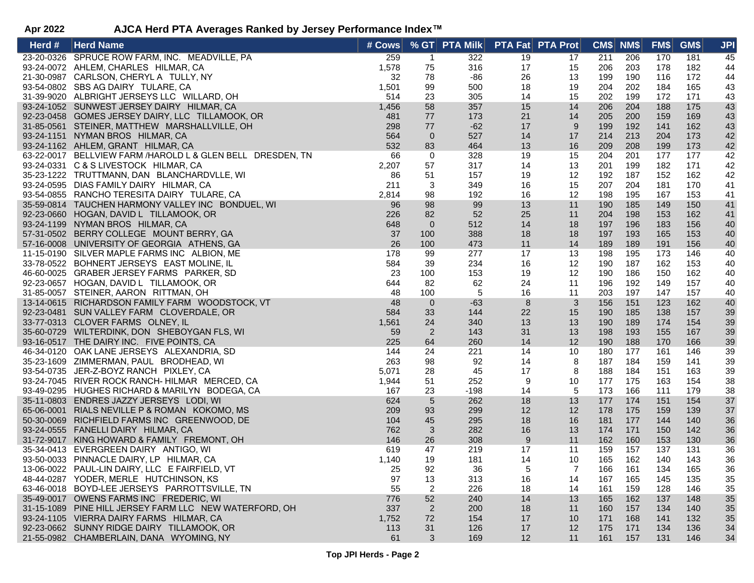**Apr 2022** **AJCA Herd PTA Averages Ranked by Jersey Performance Index™**

| Herd # | Herd Name | # Cows | % GT | PTA Milk | PTA Fat | PTA Prot | CM$ | NM$ | FM$ | GM$ | JPI |
|---|---|---|---|---|---|---|---|---|---|---|---|
| 23-20-0326 | SPRUCE ROW FARM, INC. MEADVILLE, PA | 259 | 1 | 322 | 19 | 17 | 211 | 206 | 170 | 181 | 45 |
| 93-24-0072 | AHLEM, CHARLES HILMAR, CA | 1,578 | 75 | 316 | 17 | 15 | 206 | 203 | 178 | 182 | 44 |
| 21-30-0987 | CARLSON, CHERYL A TULLY, NY | 32 | 78 | -86 | 26 | 13 | 199 | 190 | 116 | 172 | 44 |
| 93-54-0802 | SBS AG DAIRY TULARE, CA | 1,501 | 99 | 500 | 18 | 19 | 204 | 202 | 184 | 165 | 43 |
| 31-39-9020 | ALBRIGHT JERSEYS LLC WILLARD, OH | 514 | 23 | 305 | 14 | 15 | 202 | 199 | 172 | 171 | 43 |
| 93-24-1052 | SUNWEST JERSEY DAIRY HILMAR, CA | 1,456 | 58 | 357 | 15 | 14 | 206 | 204 | 188 | 175 | 43 |
| 92-23-0458 | GOMES JERSEY DAIRY, LLC TILLAMOOK, OR | 481 | 77 | 173 | 21 | 14 | 205 | 200 | 159 | 169 | 43 |
| 31-85-0561 | STEINER, MATTHEW MARSHALLVILLE, OH | 298 | 77 | -62 | 17 | 9 | 199 | 192 | 141 | 162 | 43 |
| 93-24-1151 | NYMAN BROS HILMAR, CA | 564 | 0 | 527 | 14 | 17 | 214 | 213 | 204 | 173 | 42 |
| 93-24-1162 | AHLEM, GRANT HILMAR, CA | 532 | 83 | 464 | 13 | 16 | 209 | 208 | 199 | 173 | 42 |
| 63-22-0017 | BELLVIEW FARM /HAROLD L & GLEN BELL DRESDEN, TN | 66 | 0 | 328 | 19 | 15 | 204 | 201 | 177 | 177 | 42 |
| 93-24-0331 | C & S LIVESTOCK HILMAR, CA | 2,207 | 57 | 317 | 14 | 13 | 201 | 199 | 182 | 171 | 42 |
| 35-23-1222 | TRUTTMANN, DAN BLANCHARDVLLE, WI | 86 | 51 | 157 | 19 | 12 | 192 | 187 | 152 | 162 | 42 |
| 93-24-0595 | DIAS FAMILY DAIRY HILMAR, CA | 211 | 3 | 349 | 16 | 15 | 207 | 204 | 181 | 170 | 41 |
| 93-54-0855 | RANCHO TERESITA DAIRY TULARE, CA | 2,814 | 98 | 192 | 16 | 12 | 198 | 195 | 167 | 153 | 41 |
| 35-59-0814 | TAUCHEN HARMONY VALLEY INC BONDUEL, WI | 96 | 98 | 99 | 13 | 11 | 190 | 185 | 149 | 150 | 41 |
| 92-23-0660 | HOGAN, DAVID L TILLAMOOK, OR | 226 | 82 | 52 | 25 | 11 | 204 | 198 | 153 | 162 | 41 |
| 93-24-1199 | NYMAN BROS HILMAR, CA | 648 | 0 | 512 | 14 | 18 | 197 | 196 | 183 | 156 | 40 |
| 57-31-0502 | BERRY COLLEGE MOUNT BERRY, GA | 37 | 100 | 388 | 18 | 18 | 197 | 193 | 165 | 153 | 40 |
| 57-16-0008 | UNIVERSITY OF GEORGIA ATHENS, GA | 26 | 100 | 473 | 11 | 14 | 189 | 189 | 191 | 156 | 40 |
| 11-15-0190 | SILVER MAPLE FARMS INC ALBION, ME | 178 | 99 | 277 | 17 | 13 | 198 | 195 | 173 | 146 | 40 |
| 33-78-0522 | BOHNERT JERSEYS EAST MOLINE, IL | 584 | 39 | 234 | 16 | 12 | 190 | 187 | 162 | 153 | 40 |
| 46-60-0025 | GRABER JERSEY FARMS PARKER, SD | 23 | 100 | 153 | 19 | 12 | 190 | 186 | 150 | 162 | 40 |
| 92-23-0657 | HOGAN, DAVID L TILLAMOOK, OR | 644 | 82 | 62 | 24 | 11 | 196 | 192 | 149 | 157 | 40 |
| 31-85-0057 | STEINER, AARON RITTMAN, OH | 48 | 100 | 5 | 16 | 11 | 203 | 197 | 147 | 157 | 40 |
| 13-14-0615 | RICHARDSON FAMILY FARM WOODSTOCK, VT | 48 | 0 | -63 | 8 | 3 | 156 | 151 | 123 | 162 | 40 |
| 92-23-0481 | SUN VALLEY FARM CLOVERDALE, OR | 584 | 33 | 144 | 22 | 15 | 190 | 185 | 138 | 157 | 39 |
| 33-77-0313 | CLOVER FARMS OLNEY, IL | 1,561 | 24 | 340 | 13 | 13 | 190 | 189 | 174 | 154 | 39 |
| 35-60-0729 | WILTERDINK, DON SHEBOYGAN FLS, WI | 59 | 2 | 143 | 31 | 13 | 198 | 193 | 155 | 167 | 39 |
| 93-16-0517 | THE DAIRY INC. FIVE POINTS, CA | 225 | 64 | 260 | 14 | 12 | 190 | 188 | 170 | 166 | 39 |
| 46-34-0120 | OAK LANE JERSEYS ALEXANDRIA, SD | 144 | 24 | 221 | 14 | 10 | 180 | 177 | 161 | 146 | 39 |
| 35-23-1609 | ZIMMERMAN, PAUL BRODHEAD, WI | 263 | 98 | 92 | 14 | 8 | 187 | 184 | 159 | 141 | 39 |
| 93-54-0735 | JER-Z-BOYZ RANCH PIXLEY, CA | 5,071 | 28 | 45 | 17 | 8 | 188 | 184 | 151 | 163 | 39 |
| 93-24-7045 | RIVER ROCK RANCH- HILMAR MERCED, CA | 1,944 | 51 | 252 | 9 | 10 | 177 | 175 | 163 | 154 | 38 |
| 93-49-0295 | HUGHES RICHARD & MARILYN BODEGA, CA | 167 | 23 | -198 | 14 | 5 | 173 | 166 | 111 | 179 | 38 |
| 35-11-0803 | ENDRES JAZZY JERSEYS LODI, WI | 624 | 5 | 262 | 18 | 13 | 177 | 174 | 151 | 154 | 37 |
| 65-06-0001 | RIALS NEVILLE P & ROMAN KOKOMO, MS | 209 | 93 | 299 | 12 | 12 | 178 | 175 | 159 | 139 | 37 |
| 50-30-0069 | RICHFIELD FARMS INC GREENWOOD, DE | 104 | 45 | 295 | 18 | 16 | 181 | 177 | 144 | 140 | 36 |
| 93-24-0555 | FANELLI DAIRY HILMAR, CA | 762 | 3 | 282 | 16 | 13 | 174 | 171 | 150 | 142 | 36 |
| 31-72-9017 | KING HOWARD & FAMILY FREMONT, OH | 146 | 26 | 308 | 9 | 11 | 162 | 160 | 153 | 130 | 36 |
| 35-34-0413 | EVERGREEN DAIRY ANTIGO, WI | 619 | 47 | 219 | 17 | 11 | 159 | 157 | 137 | 131 | 36 |
| 93-50-0033 | PINNACLE DAIRY, LP HILMAR, CA | 1,140 | 19 | 181 | 14 | 10 | 165 | 162 | 140 | 143 | 36 |
| 13-06-0022 | PAUL-LIN DAIRY, LLC E FAIRFIELD, VT | 25 | 92 | 36 | 5 | 7 | 166 | 161 | 134 | 165 | 36 |
| 48-44-0287 | YODER, MERLE HUTCHINSON, KS | 97 | 13 | 313 | 16 | 14 | 167 | 165 | 145 | 135 | 35 |
| 63-46-0018 | BOYD-LEE JERSEYS PARROTTSVILLE, TN | 55 | 2 | 226 | 18 | 14 | 161 | 159 | 128 | 146 | 35 |
| 35-49-0017 | OWENS FARMS INC FREDERIC, WI | 776 | 52 | 240 | 14 | 13 | 165 | 162 | 137 | 148 | 35 |
| 31-15-1089 | PINE HILL JERSEY FARM LLC NEW WATERFORD, OH | 337 | 2 | 200 | 18 | 11 | 160 | 157 | 134 | 140 | 35 |
| 93-24-1105 | VIERRA DAIRY FARMS HILMAR, CA | 1,752 | 72 | 154 | 17 | 10 | 171 | 168 | 141 | 132 | 35 |
| 92-23-0662 | SUNNY RIDGE DAIRY TILLAMOOK, OR | 113 | 31 | 126 | 17 | 12 | 175 | 171 | 134 | 136 | 34 |
| 21-55-0982 | CHAMBERLAIN, DANA WYOMING, NY | 61 | 3 | 169 | 12 | 11 | 161 | 157 | 131 | 146 | 34 |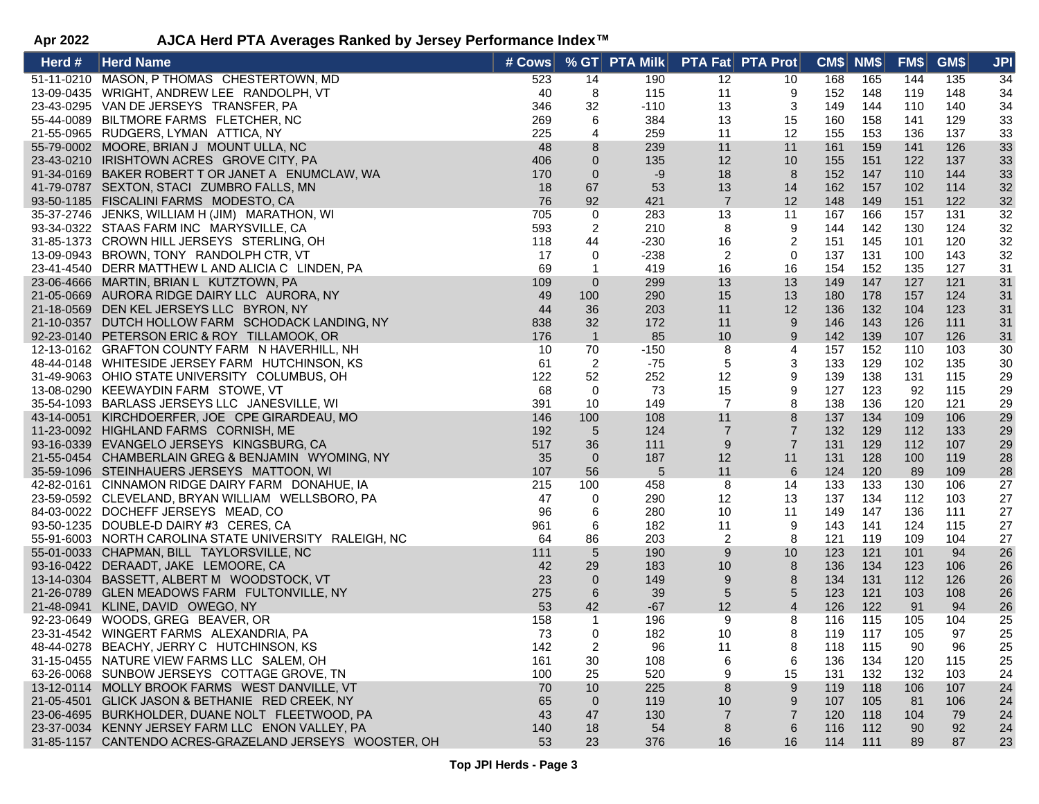**Apr 2022** **AJCA Herd PTA Averages Ranked by Jersey Performance Index™**

| Herd # | Herd Name | # Cows | % GT | PTA Milk | PTA Fat | PTA Prot | CM$ | NM$ | FM$ | GM$ | JPI |
|---|---|---|---|---|---|---|---|---|---|---|---|
| 51-11-0210 | MASON, P THOMAS CHESTERTOWN, MD | 523 | 14 | 190 | 12 | 10 | 168 | 165 | 144 | 135 | 34 |
| 13-09-0435 | WRIGHT, ANDREW LEE RANDOLPH, VT | 40 | 8 | 115 | 11 | 9 | 152 | 148 | 119 | 148 | 34 |
| 23-43-0295 | VAN DE JERSEYS TRANSFER, PA | 346 | 32 | -110 | 13 | 3 | 149 | 144 | 110 | 140 | 34 |
| 55-44-0089 | BILTMORE FARMS FLETCHER, NC | 269 | 6 | 384 | 13 | 15 | 160 | 158 | 141 | 129 | 33 |
| 21-55-0965 | RUDGERS, LYMAN ATTICA, NY | 225 | 4 | 259 | 11 | 12 | 155 | 153 | 136 | 137 | 33 |
| 55-79-0002 | MOORE, BRIAN J MOUNT ULLA, NC | 48 | 8 | 239 | 11 | 11 | 161 | 159 | 141 | 126 | 33 |
| 23-43-0210 | IRISHTOWN ACRES GROVE CITY, PA | 406 | 0 | 135 | 12 | 10 | 155 | 151 | 122 | 137 | 33 |
| 91-34-0169 | BAKER ROBERT T OR JANET A ENUMCLAW, WA | 170 | 0 | -9 | 18 | 8 | 152 | 147 | 110 | 144 | 33 |
| 41-79-0787 | SEXTON, STACI ZUMBRO FALLS, MN | 18 | 67 | 53 | 13 | 14 | 162 | 157 | 102 | 114 | 32 |
| 93-50-1185 | FISCALINI FARMS MODESTO, CA | 76 | 92 | 421 | 7 | 12 | 148 | 149 | 151 | 122 | 32 |
| 35-37-2746 | JENKS, WILLIAM H (JIM) MARATHON, WI | 705 | 0 | 283 | 13 | 11 | 167 | 166 | 157 | 131 | 32 |
| 93-34-0322 | STAAS FARM INC MARYSVILLE, CA | 593 | 2 | 210 | 8 | 9 | 144 | 142 | 130 | 124 | 32 |
| 31-85-1373 | CROWN HILL JERSEYS STERLING, OH | 118 | 44 | -230 | 16 | 2 | 151 | 145 | 101 | 120 | 32 |
| 13-09-0943 | BROWN, TONY RANDOLPH CTR, VT | 17 | 0 | -238 | 2 | 0 | 137 | 131 | 100 | 143 | 32 |
| 23-41-4540 | DERR MATTHEW L AND ALICIA C LINDEN, PA | 69 | 1 | 419 | 16 | 16 | 154 | 152 | 135 | 127 | 31 |
| 23-06-4666 | MARTIN, BRIAN L KUTZTOWN, PA | 109 | 0 | 299 | 13 | 13 | 149 | 147 | 127 | 121 | 31 |
| 21-05-0669 | AURORA RIDGE DAIRY LLC AURORA, NY | 49 | 100 | 290 | 15 | 13 | 180 | 178 | 157 | 124 | 31 |
| 21-18-0569 | DEN KEL JERSEYS LLC BYRON, NY | 44 | 36 | 203 | 11 | 12 | 136 | 132 | 104 | 123 | 31 |
| 21-10-0357 | DUTCH HOLLOW FARM SCHODACK LANDING, NY | 838 | 32 | 172 | 11 | 9 | 146 | 143 | 126 | 111 | 31 |
| 92-23-0140 | PETERSON ERIC & ROY TILLAMOOK, OR | 176 | 1 | 85 | 10 | 9 | 142 | 139 | 107 | 126 | 31 |
| 12-13-0162 | GRAFTON COUNTY FARM N HAVERHILL, NH | 10 | 70 | -150 | 8 | 4 | 157 | 152 | 110 | 103 | 30 |
| 48-44-0148 | WHITESIDE JERSEY FARM HUTCHINSON, KS | 61 | 2 | -75 | 5 | 3 | 133 | 129 | 102 | 135 | 30 |
| 31-49-9063 | OHIO STATE UNIVERSITY COLUMBUS, OH | 122 | 52 | 252 | 12 | 9 | 139 | 138 | 131 | 115 | 29 |
| 13-08-0290 | KEEWAYDIN FARM STOWE, VT | 68 | 0 | 73 | 15 | 9 | 127 | 123 | 92 | 115 | 29 |
| 35-54-1093 | BARLASS JERSEYS LLC JANESVILLE, WI | 391 | 10 | 149 | 7 | 8 | 138 | 136 | 120 | 121 | 29 |
| 43-14-0051 | KIRCHDOERFER, JOE CPE GIRARDEAU, MO | 146 | 100 | 108 | 11 | 8 | 137 | 134 | 109 | 106 | 29 |
| 11-23-0092 | HIGHLAND FARMS CORNISH, ME | 192 | 5 | 124 | 7 | 7 | 132 | 129 | 112 | 133 | 29 |
| 93-16-0339 | EVANGELO JERSEYS KINGSBURG, CA | 517 | 36 | 111 | 9 | 7 | 131 | 129 | 112 | 107 | 29 |
| 21-55-0454 | CHAMBERLAIN GREG & BENJAMIN WYOMING, NY | 35 | 0 | 187 | 12 | 11 | 131 | 128 | 100 | 119 | 28 |
| 35-59-1096 | STEINHAUERS JERSEYS MATTOON, WI | 107 | 56 | 5 | 11 | 6 | 124 | 120 | 89 | 109 | 28 |
| 42-82-0161 | CINNAMON RIDGE DAIRY FARM DONAHUE, IA | 215 | 100 | 458 | 8 | 14 | 133 | 133 | 130 | 106 | 27 |
| 23-59-0592 | CLEVELAND, BRYAN WILLIAM WELLSBORO, PA | 47 | 0 | 290 | 12 | 13 | 137 | 134 | 112 | 103 | 27 |
| 84-03-0022 | DOCHEFF JERSEYS MEAD, CO | 96 | 6 | 280 | 10 | 11 | 149 | 147 | 136 | 111 | 27 |
| 93-50-1235 | DOUBLE-D DAIRY #3 CERES, CA | 961 | 6 | 182 | 11 | 9 | 143 | 141 | 124 | 115 | 27 |
| 55-91-6003 | NORTH CAROLINA STATE UNIVERSITY RALEIGH, NC | 64 | 86 | 203 | 2 | 8 | 121 | 119 | 109 | 104 | 27 |
| 55-01-0033 | CHAPMAN, BILL TAYLORSVILLE, NC | 111 | 5 | 190 | 9 | 10 | 123 | 121 | 101 | 94 | 26 |
| 93-16-0422 | DERAADT, JAKE LEMOORE, CA | 42 | 29 | 183 | 10 | 8 | 136 | 134 | 123 | 106 | 26 |
| 13-14-0304 | BASSETT, ALBERT M WOODSTOCK, VT | 23 | 0 | 149 | 9 | 8 | 134 | 131 | 112 | 126 | 26 |
| 21-26-0789 | GLEN MEADOWS FARM FULTONVILLE, NY | 275 | 6 | 39 | 5 | 5 | 123 | 121 | 103 | 108 | 26 |
| 21-48-0941 | KLINE, DAVID OWEGO, NY | 53 | 42 | -67 | 12 | 4 | 126 | 122 | 91 | 94 | 26 |
| 92-23-0649 | WOODS, GREG BEAVER, OR | 158 | 1 | 196 | 9 | 8 | 116 | 115 | 105 | 104 | 25 |
| 23-31-4542 | WINGERT FARMS ALEXANDRIA, PA | 73 | 0 | 182 | 10 | 8 | 119 | 117 | 105 | 97 | 25 |
| 48-44-0278 | BEACHY, JERRY C HUTCHINSON, KS | 142 | 2 | 96 | 11 | 8 | 118 | 115 | 90 | 96 | 25 |
| 31-15-0455 | NATURE VIEW FARMS LLC SALEM, OH | 161 | 30 | 108 | 6 | 6 | 136 | 134 | 120 | 115 | 25 |
| 63-26-0068 | SUNBOW JERSEYS COTTAGE GROVE, TN | 100 | 25 | 520 | 9 | 15 | 131 | 132 | 132 | 103 | 24 |
| 13-12-0114 | MOLLY BROOK FARMS WEST DANVILLE, VT | 70 | 10 | 225 | 8 | 9 | 119 | 118 | 106 | 107 | 24 |
| 21-05-4501 | GLICK JASON & BETHANIE RED CREEK, NY | 65 | 0 | 119 | 10 | 9 | 107 | 105 | 81 | 106 | 24 |
| 23-06-4695 | BURKHOLDER, DUANE NOLT FLEETWOOD, PA | 43 | 47 | 130 | 7 | 7 | 120 | 118 | 104 | 79 | 24 |
| 23-37-0034 | KENNY JERSEY FARM LLC ENON VALLEY, PA | 140 | 18 | 54 | 8 | 6 | 116 | 112 | 90 | 92 | 24 |
| 31-85-1157 | CANTENDO ACRES-GRAZELAND JERSEYS WOOSTER, OH | 53 | 23 | 376 | 16 | 16 | 114 | 111 | 89 | 87 | 23 |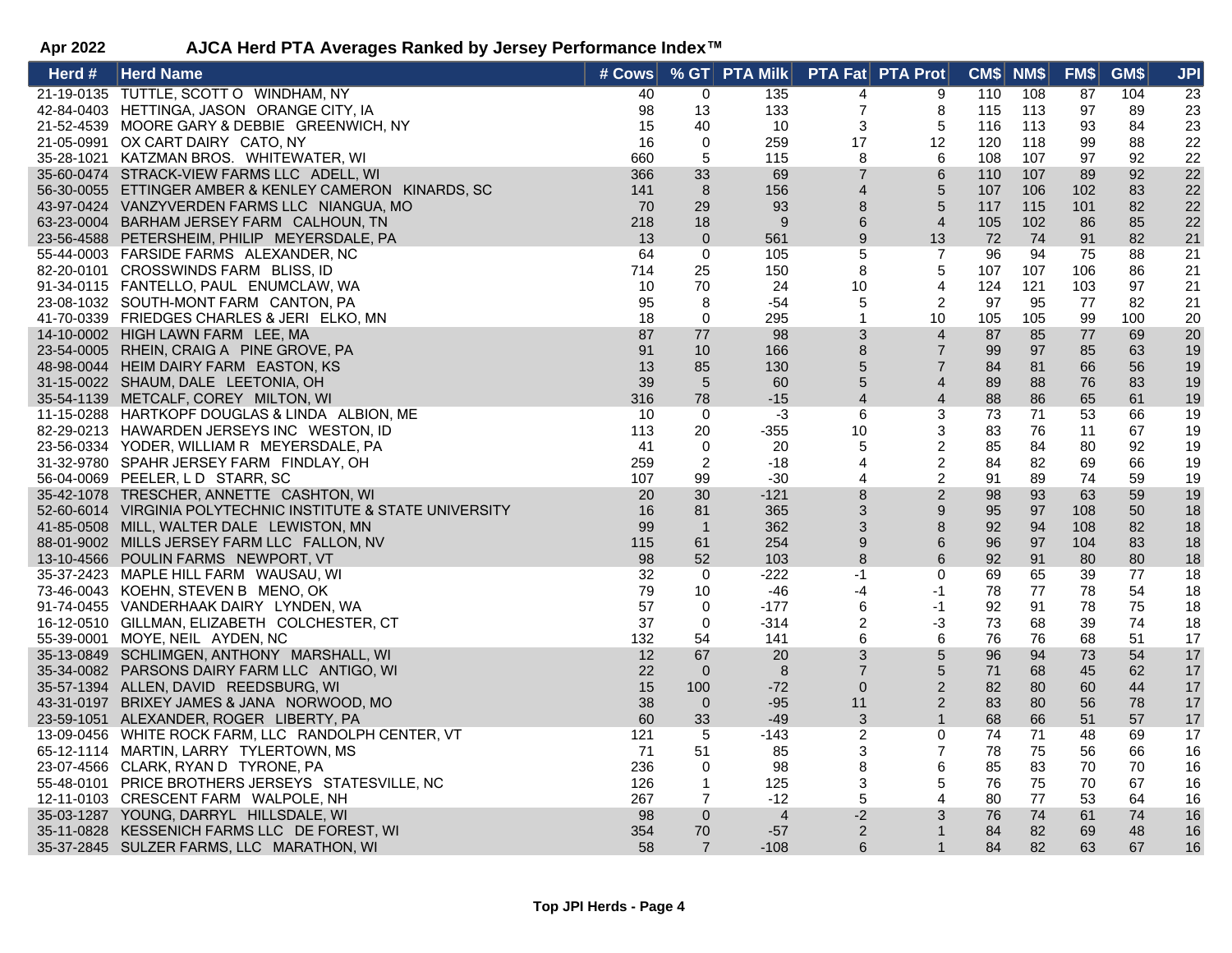**Apr 2022** **AJCA Herd PTA Averages Ranked by Jersey Performance Index™**

| Herd # | Herd Name | # Cows | % GT | PTA Milk | PTA Fat | PTA Prot | CM$ | NM$ | FM$ | GM$ | JPI |
|---|---|---|---|---|---|---|---|---|---|---|---|
| 21-19-0135 | TUTTLE, SCOTT O WINDHAM, NY | 40 | 0 | 135 | 4 | 9 | 110 | 108 | 87 | 104 | 23 |
| 42-84-0403 | HETTINGA, JASON ORANGE CITY, IA | 98 | 13 | 133 | 7 | 8 | 115 | 113 | 97 | 89 | 23 |
| 21-52-4539 | MOORE GARY & DEBBIE GREENWICH, NY | 15 | 40 | 10 | 3 | 5 | 116 | 113 | 93 | 84 | 23 |
| 21-05-0991 | OX CART DAIRY CATO, NY | 16 | 0 | 259 | 17 | 12 | 120 | 118 | 99 | 88 | 22 |
| 35-28-1021 | KATZMAN BROS. WHITEWATER, WI | 660 | 5 | 115 | 8 | 6 | 108 | 107 | 97 | 92 | 22 |
| 35-60-0474 | STRACK-VIEW FARMS LLC ADELL, WI | 366 | 33 | 69 | 7 | 6 | 110 | 107 | 89 | 92 | 22 |
| 56-30-0055 | ETTINGER AMBER & KENLEY CAMERON KINARDS, SC | 141 | 8 | 156 | 4 | 5 | 107 | 106 | 102 | 83 | 22 |
| 43-97-0424 | VANZYVERDEN FARMS LLC NIANGUA, MO | 70 | 29 | 93 | 8 | 5 | 117 | 115 | 101 | 82 | 22 |
| 63-23-0004 | BARHAM JERSEY FARM CALHOUN, TN | 218 | 18 | 9 | 6 | 4 | 105 | 102 | 86 | 85 | 22 |
| 23-56-4588 | PETERSHEIM, PHILIP MEYERSDALE, PA | 13 | 0 | 561 | 9 | 13 | 72 | 74 | 91 | 82 | 21 |
| 55-44-0003 | FARSIDE FARMS ALEXANDER, NC | 64 | 0 | 105 | 5 | 7 | 96 | 94 | 75 | 88 | 21 |
| 82-20-0101 | CROSSWINDS FARM BLISS, ID | 714 | 25 | 150 | 8 | 5 | 107 | 107 | 106 | 86 | 21 |
| 91-34-0115 | FANTELLO, PAUL ENUMCLAW, WA | 10 | 70 | 24 | 10 | 4 | 124 | 121 | 103 | 97 | 21 |
| 23-08-1032 | SOUTH-MONT FARM CANTON, PA | 95 | 8 | -54 | 5 | 2 | 97 | 95 | 77 | 82 | 21 |
| 41-70-0339 | FRIEDGES CHARLES & JERI ELKO, MN | 18 | 0 | 295 | 1 | 10 | 105 | 105 | 99 | 100 | 20 |
| 14-10-0002 | HIGH LAWN FARM LEE, MA | 87 | 77 | 98 | 3 | 4 | 87 | 85 | 77 | 69 | 20 |
| 23-54-0005 | RHEIN, CRAIG A PINE GROVE, PA | 91 | 10 | 166 | 8 | 7 | 99 | 97 | 85 | 63 | 19 |
| 48-98-0044 | HEIM DAIRY FARM EASTON, KS | 13 | 85 | 130 | 5 | 7 | 84 | 81 | 66 | 56 | 19 |
| 31-15-0022 | SHAUM, DALE LEETONIA, OH | 39 | 5 | 60 | 5 | 4 | 89 | 88 | 76 | 83 | 19 |
| 35-54-1139 | METCALF, COREY MILTON, WI | 316 | 78 | -15 | 4 | 4 | 88 | 86 | 65 | 61 | 19 |
| 11-15-0288 | HARTKOPF DOUGLAS & LINDA ALBION, ME | 10 | 0 | -3 | 6 | 3 | 73 | 71 | 53 | 66 | 19 |
| 82-29-0213 | HAWARDEN JERSEYS INC WESTON, ID | 113 | 20 | -355 | 10 | 3 | 83 | 76 | 11 | 67 | 19 |
| 23-56-0334 | YODER, WILLIAM R MEYERSDALE, PA | 41 | 0 | 20 | 5 | 2 | 85 | 84 | 80 | 92 | 19 |
| 31-32-9780 | SPAHR JERSEY FARM FINDLAY, OH | 259 | 2 | -18 | 4 | 2 | 84 | 82 | 69 | 66 | 19 |
| 56-04-0069 | PEELER, L D STARR, SC | 107 | 99 | -30 | 4 | 2 | 91 | 89 | 74 | 59 | 19 |
| 35-42-1078 | TRESCHER, ANNETTE CASHTON, WI | 20 | 30 | -121 | 8 | 2 | 98 | 93 | 63 | 59 | 19 |
| 52-60-6014 | VIRGINIA POLYTECHNIC INSTITUTE & STATE UNIVERSITY | 16 | 81 | 365 | 3 | 9 | 95 | 97 | 108 | 50 | 18 |
| 41-85-0508 | MILL, WALTER DALE LEWISTON, MN | 99 | 1 | 362 | 3 | 8 | 92 | 94 | 108 | 82 | 18 |
| 88-01-9002 | MILLS JERSEY FARM LLC FALLON, NV | 115 | 61 | 254 | 9 | 6 | 96 | 97 | 104 | 83 | 18 |
| 13-10-4566 | POULIN FARMS NEWPORT, VT | 98 | 52 | 103 | 8 | 6 | 92 | 91 | 80 | 80 | 18 |
| 35-37-2423 | MAPLE HILL FARM WAUSAU, WI | 32 | 0 | -222 | -1 | 0 | 69 | 65 | 39 | 77 | 18 |
| 73-46-0043 | KOEHN, STEVEN B MENO, OK | 79 | 10 | -46 | -4 | -1 | 78 | 77 | 78 | 54 | 18 |
| 91-74-0455 | VANDERHAAK DAIRY LYNDEN, WA | 57 | 0 | -177 | 6 | -1 | 92 | 91 | 78 | 75 | 18 |
| 16-12-0510 | GILLMAN, ELIZABETH COLCHESTER, CT | 37 | 0 | -314 | 2 | -3 | 73 | 68 | 39 | 74 | 18 |
| 55-39-0001 | MOYE, NEIL AYDEN, NC | 132 | 54 | 141 | 6 | 6 | 76 | 76 | 68 | 51 | 17 |
| 35-13-0849 | SCHLIMGEN, ANTHONY MARSHALL, WI | 12 | 67 | 20 | 3 | 5 | 96 | 94 | 73 | 54 | 17 |
| 35-34-0082 | PARSONS DAIRY FARM LLC ANTIGO, WI | 22 | 0 | 8 | 7 | 5 | 71 | 68 | 45 | 62 | 17 |
| 35-57-1394 | ALLEN, DAVID REEDSBURG, WI | 15 | 100 | -72 | 0 | 2 | 82 | 80 | 60 | 44 | 17 |
| 43-31-0197 | BRIXEY JAMES & JANA NORWOOD, MO | 38 | 0 | -95 | 11 | 2 | 83 | 80 | 56 | 78 | 17 |
| 23-59-1051 | ALEXANDER, ROGER LIBERTY, PA | 60 | 33 | -49 | 3 | 1 | 68 | 66 | 51 | 57 | 17 |
| 13-09-0456 | WHITE ROCK FARM, LLC RANDOLPH CENTER, VT | 121 | 5 | -143 | 2 | 0 | 74 | 71 | 48 | 69 | 17 |
| 65-12-1114 | MARTIN, LARRY TYLERTOWN, MS | 71 | 51 | 85 | 3 | 7 | 78 | 75 | 56 | 66 | 16 |
| 23-07-4566 | CLARK, RYAN D TYRONE, PA | 236 | 0 | 98 | 8 | 6 | 85 | 83 | 70 | 70 | 16 |
| 55-48-0101 | PRICE BROTHERS JERSEYS STATESVILLE, NC | 126 | 1 | 125 | 3 | 5 | 76 | 75 | 70 | 67 | 16 |
| 12-11-0103 | CRESCENT FARM WALPOLE, NH | 267 | 7 | -12 | 5 | 4 | 80 | 77 | 53 | 64 | 16 |
| 35-03-1287 | YOUNG, DARRYL HILLSDALE, WI | 98 | 0 | 4 | -2 | 3 | 76 | 74 | 61 | 74 | 16 |
| 35-11-0828 | KESSENICH FARMS LLC DE FOREST, WI | 354 | 70 | -57 | 2 | 1 | 84 | 82 | 69 | 48 | 16 |
| 35-37-2845 | SULZER FARMS, LLC MARATHON, WI | 58 | 7 | -108 | 6 | 1 | 84 | 82 | 63 | 67 | 16 |

**Top JPI Herds - Page 4**